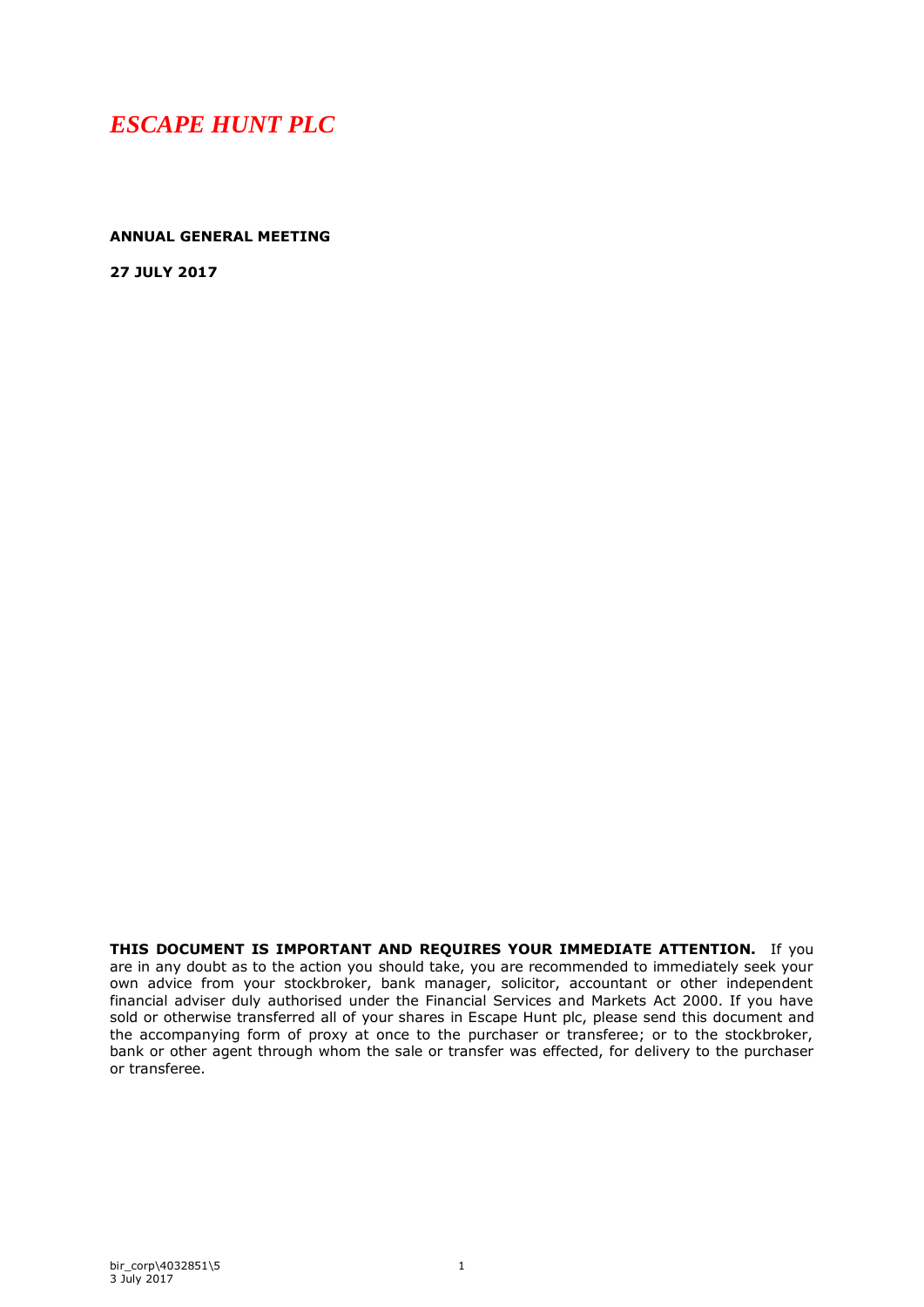# *ESCAPE HUNT PLC*

**ANNUAL GENERAL MEETING**

**27 JULY 2017**

**THIS DOCUMENT IS IMPORTANT AND REQUIRES YOUR IMMEDIATE ATTENTION.** If you are in any doubt as to the action you should take, you are recommended to immediately seek your own advice from your stockbroker, bank manager, solicitor, accountant or other independent financial adviser duly authorised under the Financial Services and Markets Act 2000. If you have sold or otherwise transferred all of your shares in Escape Hunt plc, please send this document and the accompanying form of proxy at once to the purchaser or transferee; or to the stockbroker, bank or other agent through whom the sale or transfer was effected, for delivery to the purchaser or transferee.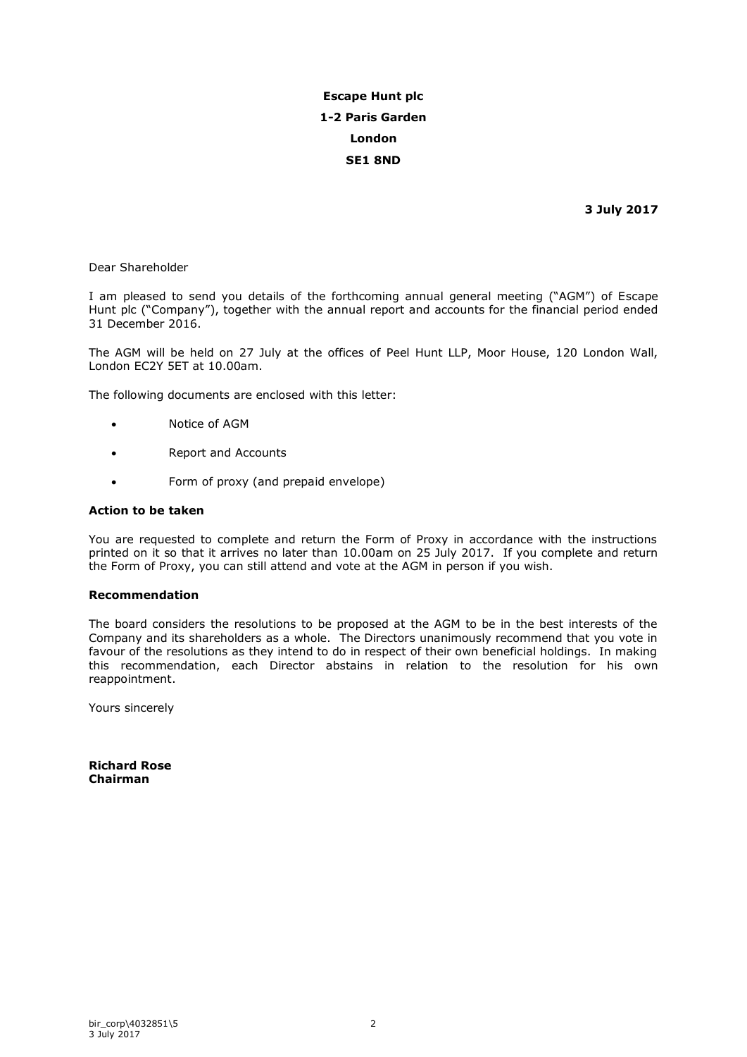**Escape Hunt plc**
**1-2 Paris Garden**
**London**
**SE1 8ND**

**3 July 2017**

Dear Shareholder

I am pleased to send you details of the forthcoming annual general meeting ("AGM") of Escape Hunt plc ("Company"), together with the annual report and accounts for the financial period ended 31 December 2016.

The AGM will be held on 27 July at the offices of Peel Hunt LLP, Moor House, 120 London Wall, London EC2Y 5ET at 10.00am.

The following documents are enclosed with this letter:

- Notice of AGM
- Report and Accounts
- Form of proxy (and prepaid envelope)

**Action to be taken**

You are requested to complete and return the Form of Proxy in accordance with the instructions printed on it so that it arrives no later than 10.00am on 25 July 2017. If you complete and return the Form of Proxy, you can still attend and vote at the AGM in person if you wish.

**Recommendation**

The board considers the resolutions to be proposed at the AGM to be in the best interests of the Company and its shareholders as a whole. The Directors unanimously recommend that you vote in favour of the resolutions as they intend to do in respect of their own beneficial holdings. In making this recommendation, each Director abstains in relation to the resolution for his own reappointment.

Yours sincerely

**Richard Rose**
**Chairman**

bir_corp\4032851\5
3 July 2017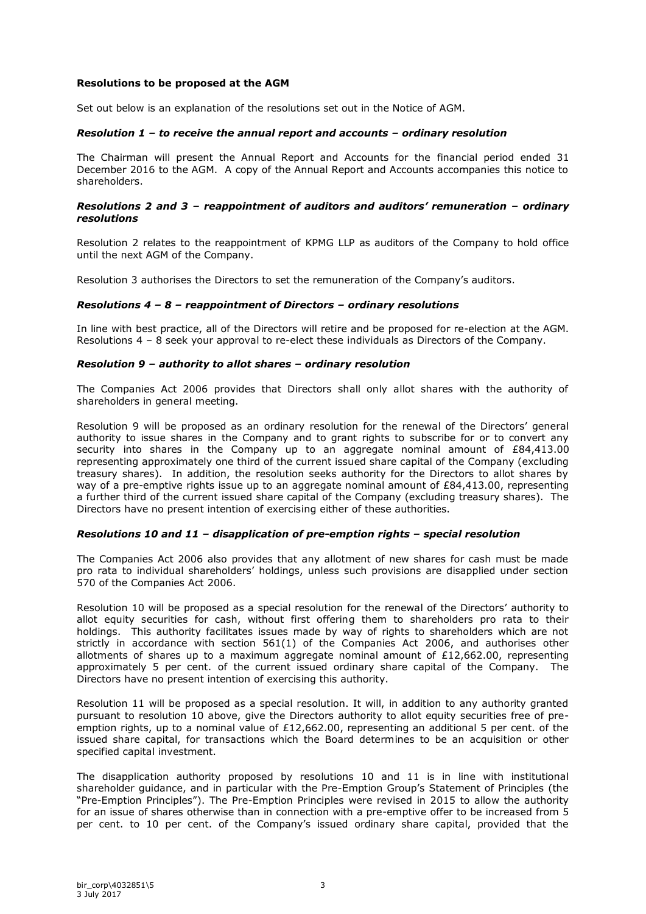**Resolutions to be proposed at the AGM**

Set out below is an explanation of the resolutions set out in the Notice of AGM.

***Resolution 1 – to receive the annual report and accounts – ordinary resolution***

The Chairman will present the Annual Report and Accounts for the financial period ended 31 December 2016 to the AGM. A copy of the Annual Report and Accounts accompanies this notice to shareholders.

***Resolutions 2 and 3 – reappointment of auditors and auditors' remuneration – ordinary resolutions***

Resolution 2 relates to the reappointment of KPMG LLP as auditors of the Company to hold office until the next AGM of the Company.

Resolution 3 authorises the Directors to set the remuneration of the Company's auditors.

***Resolutions 4 – 8 – reappointment of Directors – ordinary resolutions***

In line with best practice, all of the Directors will retire and be proposed for re-election at the AGM. Resolutions 4 – 8 seek your approval to re-elect these individuals as Directors of the Company.

***Resolution 9 – authority to allot shares – ordinary resolution***

The Companies Act 2006 provides that Directors shall only allot shares with the authority of shareholders in general meeting.

Resolution 9 will be proposed as an ordinary resolution for the renewal of the Directors' general authority to issue shares in the Company and to grant rights to subscribe for or to convert any security into shares in the Company up to an aggregate nominal amount of £84,413.00 representing approximately one third of the current issued share capital of the Company (excluding treasury shares). In addition, the resolution seeks authority for the Directors to allot shares by way of a pre-emptive rights issue up to an aggregate nominal amount of £84,413.00, representing a further third of the current issued share capital of the Company (excluding treasury shares). The Directors have no present intention of exercising either of these authorities.

***Resolutions 10 and 11 – disapplication of pre-emption rights – special resolution***

The Companies Act 2006 also provides that any allotment of new shares for cash must be made pro rata to individual shareholders' holdings, unless such provisions are disapplied under section 570 of the Companies Act 2006.

Resolution 10 will be proposed as a special resolution for the renewal of the Directors' authority to allot equity securities for cash, without first offering them to shareholders pro rata to their holdings. This authority facilitates issues made by way of rights to shareholders which are not strictly in accordance with section 561(1) of the Companies Act 2006, and authorises other allotments of shares up to a maximum aggregate nominal amount of £12,662.00, representing approximately 5 per cent. of the current issued ordinary share capital of the Company. The Directors have no present intention of exercising this authority.

Resolution 11 will be proposed as a special resolution. It will, in addition to any authority granted pursuant to resolution 10 above, give the Directors authority to allot equity securities free of pre-emption rights, up to a nominal value of £12,662.00, representing an additional 5 per cent. of the issued share capital, for transactions which the Board determines to be an acquisition or other specified capital investment.

The disapplication authority proposed by resolutions 10 and 11 is in line with institutional shareholder guidance, and in particular with the Pre-Emption Group's Statement of Principles (the "Pre-Emption Principles"). The Pre-Emption Principles were revised in 2015 to allow the authority for an issue of shares otherwise than in connection with a pre-emptive offer to be increased from 5 per cent. to 10 per cent. of the Company's issued ordinary share capital, provided that the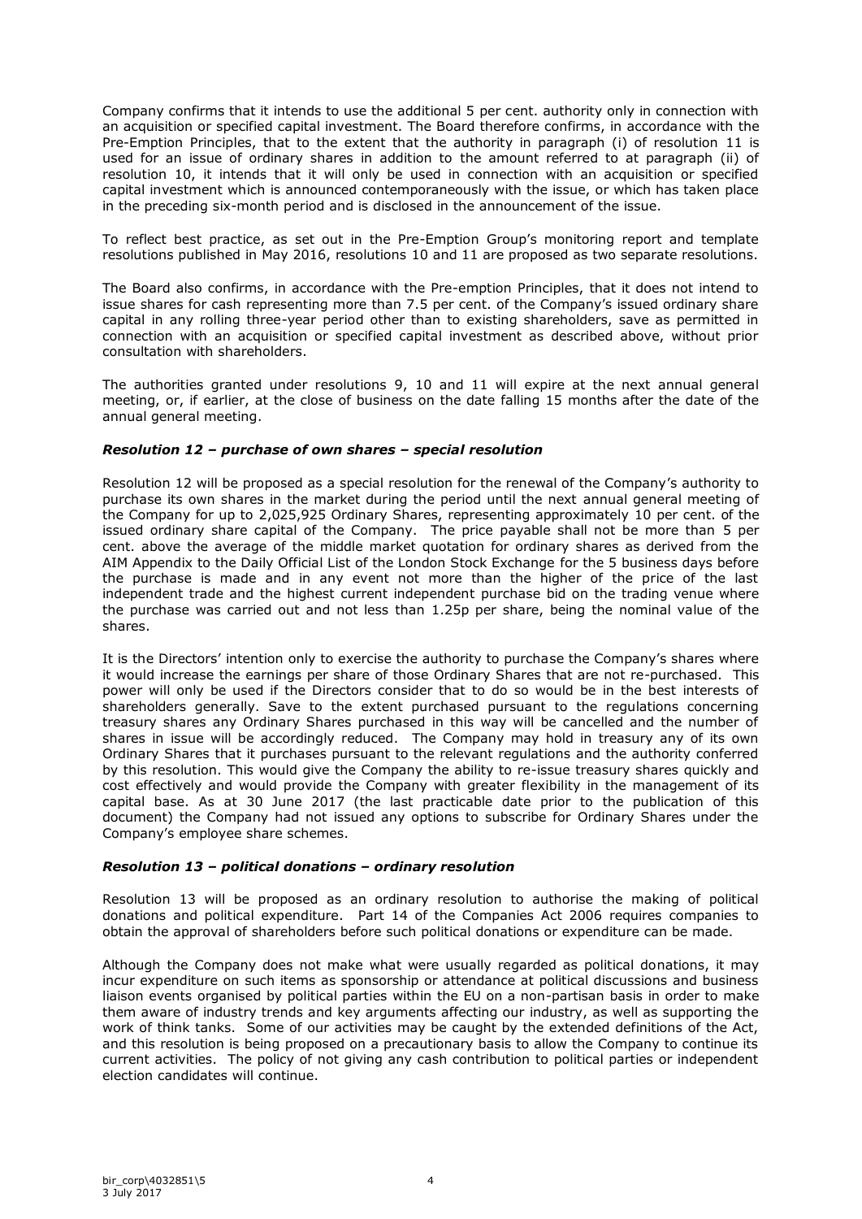Company confirms that it intends to use the additional 5 per cent. authority only in connection with an acquisition or specified capital investment. The Board therefore confirms, in accordance with the Pre-Emption Principles, that to the extent that the authority in paragraph (i) of resolution 11 is used for an issue of ordinary shares in addition to the amount referred to at paragraph (ii) of resolution 10, it intends that it will only be used in connection with an acquisition or specified capital investment which is announced contemporaneously with the issue, or which has taken place in the preceding six-month period and is disclosed in the announcement of the issue.

To reflect best practice, as set out in the Pre-Emption Group's monitoring report and template resolutions published in May 2016, resolutions 10 and 11 are proposed as two separate resolutions.

The Board also confirms, in accordance with the Pre-emption Principles, that it does not intend to issue shares for cash representing more than 7.5 per cent. of the Company's issued ordinary share capital in any rolling three-year period other than to existing shareholders, save as permitted in connection with an acquisition or specified capital investment as described above, without prior consultation with shareholders.

The authorities granted under resolutions 9, 10 and 11 will expire at the next annual general meeting, or, if earlier, at the close of business on the date falling 15 months after the date of the annual general meeting.

### *Resolution 12 – purchase of own shares – special resolution*

Resolution 12 will be proposed as a special resolution for the renewal of the Company's authority to purchase its own shares in the market during the period until the next annual general meeting of the Company for up to 2,025,925 Ordinary Shares, representing approximately 10 per cent. of the issued ordinary share capital of the Company. The price payable shall not be more than 5 per cent. above the average of the middle market quotation for ordinary shares as derived from the AIM Appendix to the Daily Official List of the London Stock Exchange for the 5 business days before the purchase is made and in any event not more than the higher of the price of the last independent trade and the highest current independent purchase bid on the trading venue where the purchase was carried out and not less than 1.25p per share, being the nominal value of the shares.

It is the Directors' intention only to exercise the authority to purchase the Company's shares where it would increase the earnings per share of those Ordinary Shares that are not re-purchased. This power will only be used if the Directors consider that to do so would be in the best interests of shareholders generally. Save to the extent purchased pursuant to the regulations concerning treasury shares any Ordinary Shares purchased in this way will be cancelled and the number of shares in issue will be accordingly reduced. The Company may hold in treasury any of its own Ordinary Shares that it purchases pursuant to the relevant regulations and the authority conferred by this resolution. This would give the Company the ability to re-issue treasury shares quickly and cost effectively and would provide the Company with greater flexibility in the management of its capital base. As at 30 June 2017 (the last practicable date prior to the publication of this document) the Company had not issued any options to subscribe for Ordinary Shares under the Company's employee share schemes.

### *Resolution 13 – political donations – ordinary resolution*

Resolution 13 will be proposed as an ordinary resolution to authorise the making of political donations and political expenditure. Part 14 of the Companies Act 2006 requires companies to obtain the approval of shareholders before such political donations or expenditure can be made.

Although the Company does not make what were usually regarded as political donations, it may incur expenditure on such items as sponsorship or attendance at political discussions and business liaison events organised by political parties within the EU on a non-partisan basis in order to make them aware of industry trends and key arguments affecting our industry, as well as supporting the work of think tanks. Some of our activities may be caught by the extended definitions of the Act, and this resolution is being proposed on a precautionary basis to allow the Company to continue its current activities. The policy of not giving any cash contribution to political parties or independent election candidates will continue.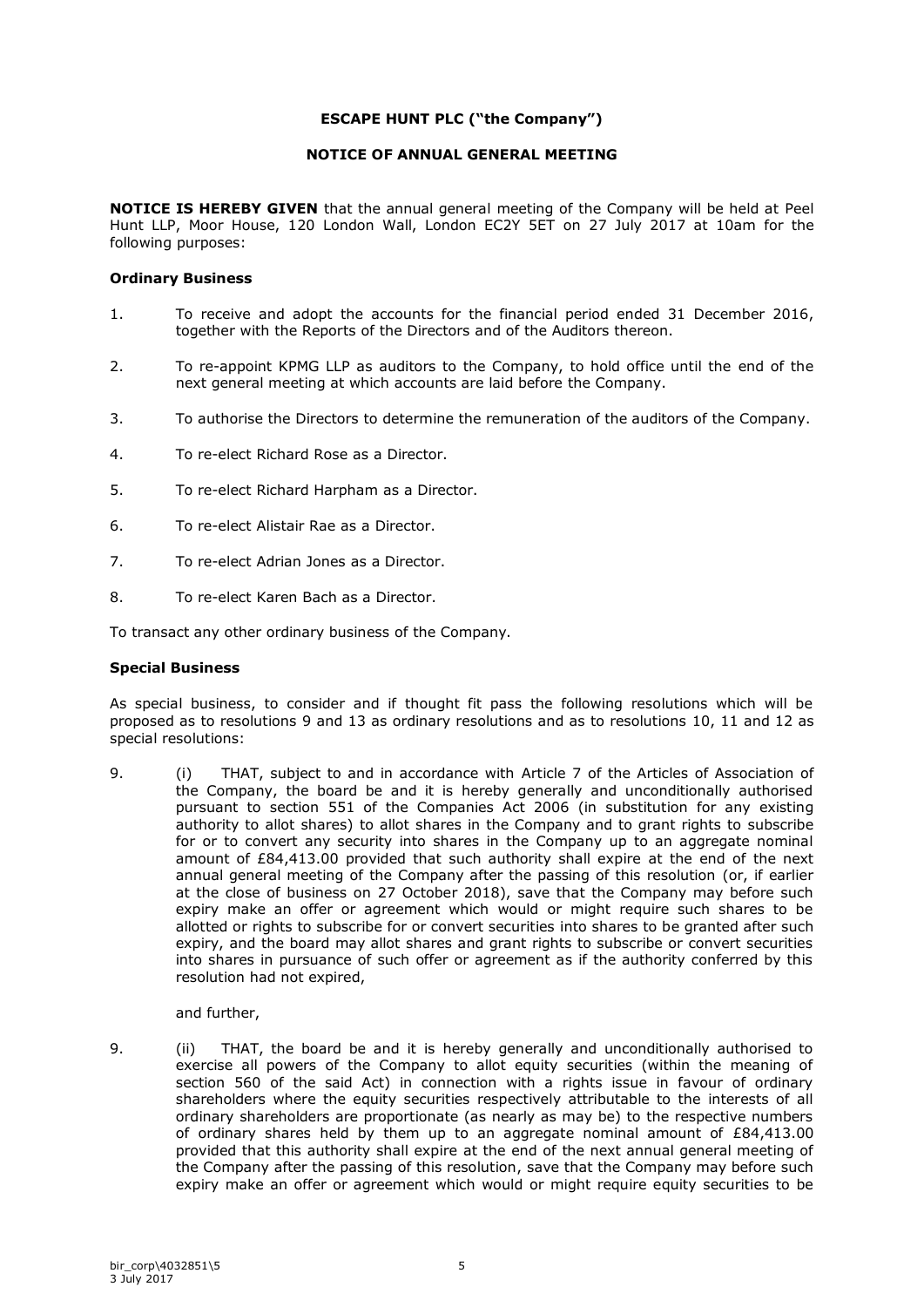**ESCAPE HUNT PLC ("the Company")**

**NOTICE OF ANNUAL GENERAL MEETING**

**NOTICE IS HEREBY GIVEN** that the annual general meeting of the Company will be held at Peel Hunt LLP, Moor House, 120 London Wall, London EC2Y 5ET on 27 July 2017 at 10am for the following purposes:

**Ordinary Business**

1. To receive and adopt the accounts for the financial period ended 31 December 2016, together with the Reports of the Directors and of the Auditors thereon.

2. To re-appoint KPMG LLP as auditors to the Company, to hold office until the end of the next general meeting at which accounts are laid before the Company.

3. To authorise the Directors to determine the remuneration of the auditors of the Company.

4. To re-elect Richard Rose as a Director.

5. To re-elect Richard Harpham as a Director.

6. To re-elect Alistair Rae as a Director.

7. To re-elect Adrian Jones as a Director.

8. To re-elect Karen Bach as a Director.

To transact any other ordinary business of the Company.

**Special Business**

As special business, to consider and if thought fit pass the following resolutions which will be proposed as to resolutions 9 and 13 as ordinary resolutions and as to resolutions 10, 11 and 12 as special resolutions:

9. (i) THAT, subject to and in accordance with Article 7 of the Articles of Association of the Company, the board be and it is hereby generally and unconditionally authorised pursuant to section 551 of the Companies Act 2006 (in substitution for any existing authority to allot shares) to allot shares in the Company and to grant rights to subscribe for or to convert any security into shares in the Company up to an aggregate nominal amount of £84,413.00 provided that such authority shall expire at the end of the next annual general meeting of the Company after the passing of this resolution (or, if earlier at the close of business on 27 October 2018), save that the Company may before such expiry make an offer or agreement which would or might require such shares to be allotted or rights to subscribe for or convert securities into shares to be granted after such expiry, and the board may allot shares and grant rights to subscribe or convert securities into shares in pursuance of such offer or agreement as if the authority conferred by this resolution had not expired,

   and further,

9. (ii) THAT, the board be and it is hereby generally and unconditionally authorised to exercise all powers of the Company to allot equity securities (within the meaning of section 560 of the said Act) in connection with a rights issue in favour of ordinary shareholders where the equity securities respectively attributable to the interests of all ordinary shareholders are proportionate (as nearly as may be) to the respective numbers of ordinary shares held by them up to an aggregate nominal amount of £84,413.00 provided that this authority shall expire at the end of the next annual general meeting of the Company after the passing of this resolution, save that the Company may before such expiry make an offer or agreement which would or might require equity securities to be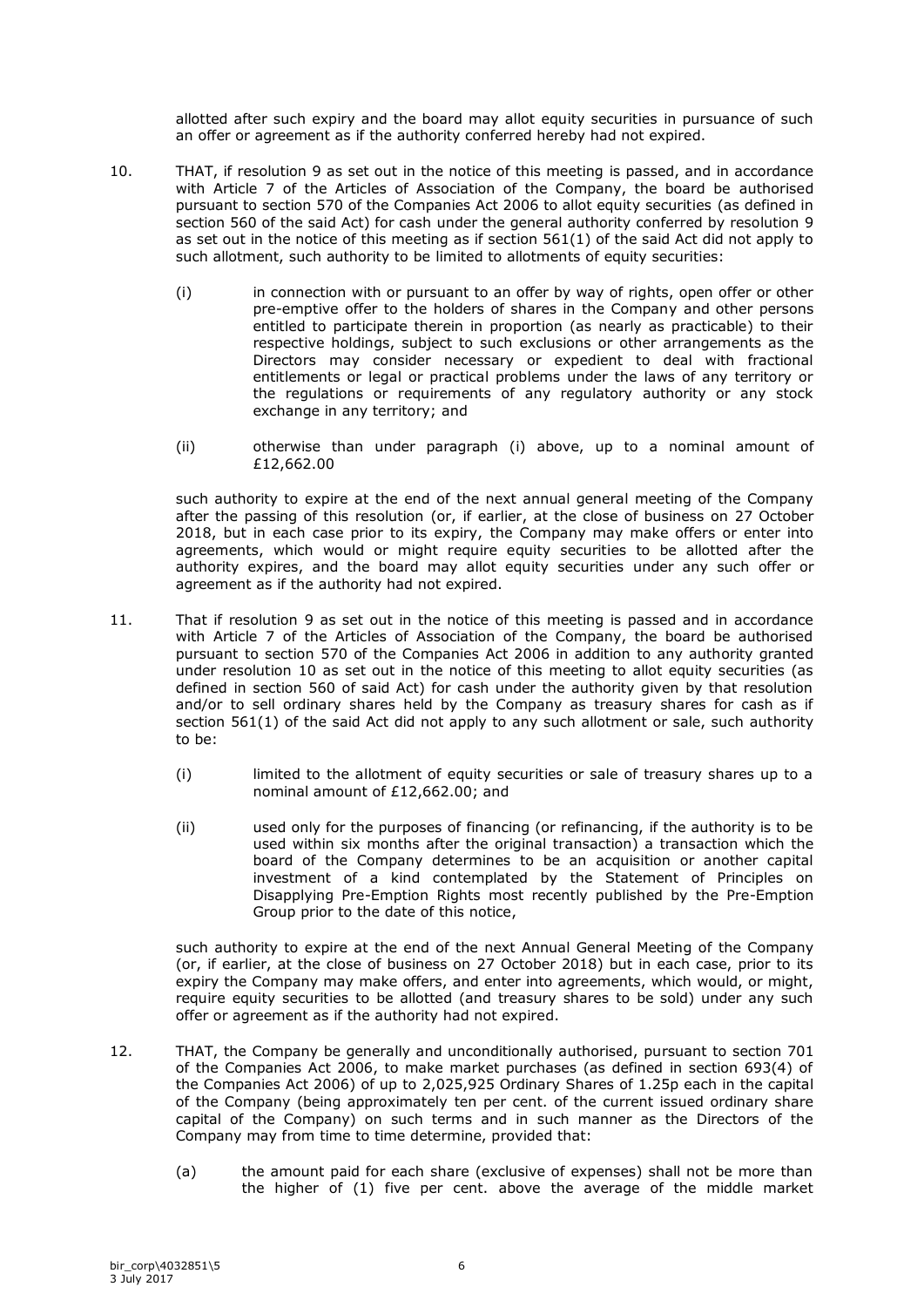allotted after such expiry and the board may allot equity securities in pursuance of such an offer or agreement as if the authority conferred hereby had not expired.

10. THAT, if resolution 9 as set out in the notice of this meeting is passed, and in accordance with Article 7 of the Articles of Association of the Company, the board be authorised pursuant to section 570 of the Companies Act 2006 to allot equity securities (as defined in section 560 of the said Act) for cash under the general authority conferred by resolution 9 as set out in the notice of this meeting as if section 561(1) of the said Act did not apply to such allotment, such authority to be limited to allotments of equity securities:

    (i) in connection with or pursuant to an offer by way of rights, open offer or other pre-emptive offer to the holders of shares in the Company and other persons entitled to participate therein in proportion (as nearly as practicable) to their respective holdings, subject to such exclusions or other arrangements as the Directors may consider necessary or expedient to deal with fractional entitlements or legal or practical problems under the laws of any territory or the regulations or requirements of any regulatory authority or any stock exchange in any territory; and

    (ii) otherwise than under paragraph (i) above, up to a nominal amount of £12,662.00

    such authority to expire at the end of the next annual general meeting of the Company after the passing of this resolution (or, if earlier, at the close of business on 27 October 2018, but in each case prior to its expiry, the Company may make offers or enter into agreements, which would or might require equity securities to be allotted after the authority expires, and the board may allot equity securities under any such offer or agreement as if the authority had not expired.

11. That if resolution 9 as set out in the notice of this meeting is passed and in accordance with Article 7 of the Articles of Association of the Company, the board be authorised pursuant to section 570 of the Companies Act 2006 in addition to any authority granted under resolution 10 as set out in the notice of this meeting to allot equity securities (as defined in section 560 of said Act) for cash under the authority given by that resolution and/or to sell ordinary shares held by the Company as treasury shares for cash as if section 561(1) of the said Act did not apply to any such allotment or sale, such authority to be:

    (i) limited to the allotment of equity securities or sale of treasury shares up to a nominal amount of £12,662.00; and

    (ii) used only for the purposes of financing (or refinancing, if the authority is to be used within six months after the original transaction) a transaction which the board of the Company determines to be an acquisition or another capital investment of a kind contemplated by the Statement of Principles on Disapplying Pre-Emption Rights most recently published by the Pre-Emption Group prior to the date of this notice,

    such authority to expire at the end of the next Annual General Meeting of the Company (or, if earlier, at the close of business on 27 October 2018) but in each case, prior to its expiry the Company may make offers, and enter into agreements, which would, or might, require equity securities to be allotted (and treasury shares to be sold) under any such offer or agreement as if the authority had not expired.

12. THAT, the Company be generally and unconditionally authorised, pursuant to section 701 of the Companies Act 2006, to make market purchases (as defined in section 693(4) of the Companies Act 2006) of up to 2,025,925 Ordinary Shares of 1.25p each in the capital of the Company (being approximately ten per cent. of the current issued ordinary share capital of the Company) on such terms and in such manner as the Directors of the Company may from time to time determine, provided that:

    (a) the amount paid for each share (exclusive of expenses) shall not be more than the higher of (1) five per cent. above the average of the middle market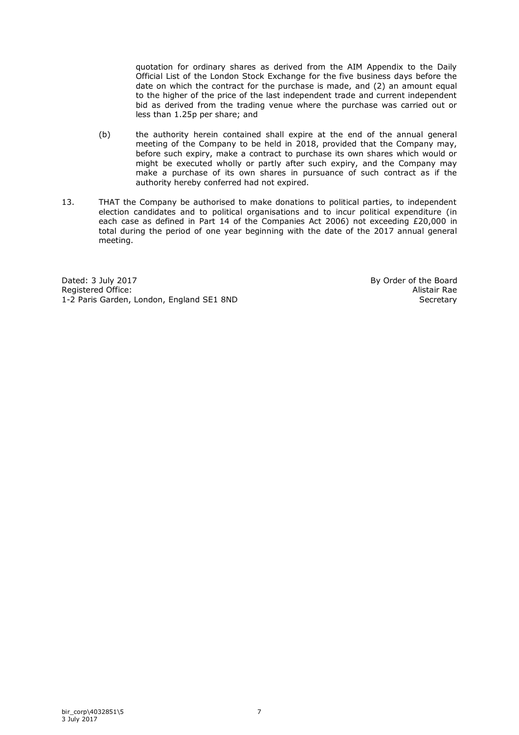quotation for ordinary shares as derived from the AIM Appendix to the Daily Official List of the London Stock Exchange for the five business days before the date on which the contract for the purchase is made, and (2) an amount equal to the higher of the price of the last independent trade and current independent bid as derived from the trading venue where the purchase was carried out or less than 1.25p per share; and

(b) the authority herein contained shall expire at the end of the annual general meeting of the Company to be held in 2018, provided that the Company may, before such expiry, make a contract to purchase its own shares which would or might be executed wholly or partly after such expiry, and the Company may make a purchase of its own shares in pursuance of such contract as if the authority hereby conferred had not expired.

13. THAT the Company be authorised to make donations to political parties, to independent election candidates and to political organisations and to incur political expenditure (in each case as defined in Part 14 of the Companies Act 2006) not exceeding £20,000 in total during the period of one year beginning with the date of the 2017 annual general meeting.

Dated: 3 July 2017
Registered Office:
1-2 Paris Garden, London, England SE1 8ND

By Order of the Board
Alistair Rae
Secretary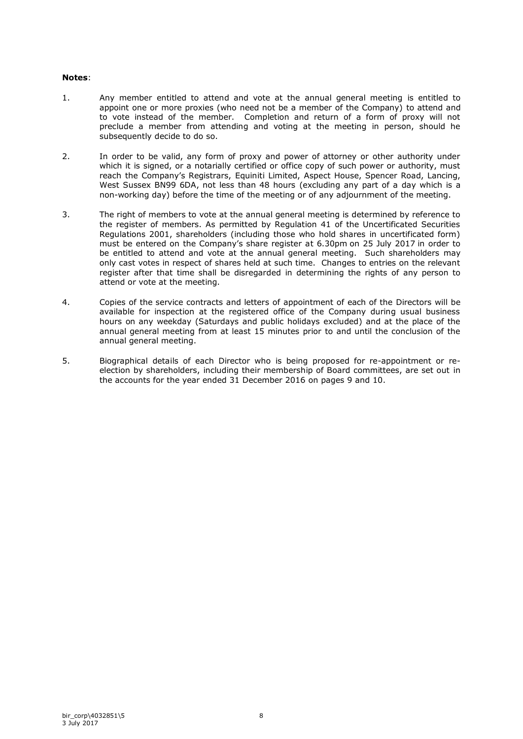**Notes**:

1. Any member entitled to attend and vote at the annual general meeting is entitled to appoint one or more proxies (who need not be a member of the Company) to attend and to vote instead of the member. Completion and return of a form of proxy will not preclude a member from attending and voting at the meeting in person, should he subsequently decide to do so.

2. In order to be valid, any form of proxy and power of attorney or other authority under which it is signed, or a notarially certified or office copy of such power or authority, must reach the Company's Registrars, Equiniti Limited, Aspect House, Spencer Road, Lancing, West Sussex BN99 6DA, not less than 48 hours (excluding any part of a day which is a non-working day) before the time of the meeting or of any adjournment of the meeting.

3. The right of members to vote at the annual general meeting is determined by reference to the register of members. As permitted by Regulation 41 of the Uncertificated Securities Regulations 2001, shareholders (including those who hold shares in uncertificated form) must be entered on the Company's share register at 6.30pm on 25 July 2017 in order to be entitled to attend and vote at the annual general meeting. Such shareholders may only cast votes in respect of shares held at such time. Changes to entries on the relevant register after that time shall be disregarded in determining the rights of any person to attend or vote at the meeting.

4. Copies of the service contracts and letters of appointment of each of the Directors will be available for inspection at the registered office of the Company during usual business hours on any weekday (Saturdays and public holidays excluded) and at the place of the annual general meeting from at least 15 minutes prior to and until the conclusion of the annual general meeting.

5. Biographical details of each Director who is being proposed for re-appointment or re-election by shareholders, including their membership of Board committees, are set out in the accounts for the year ended 31 December 2016 on pages 9 and 10.

bir_corp\4032851\5
3 July 2017